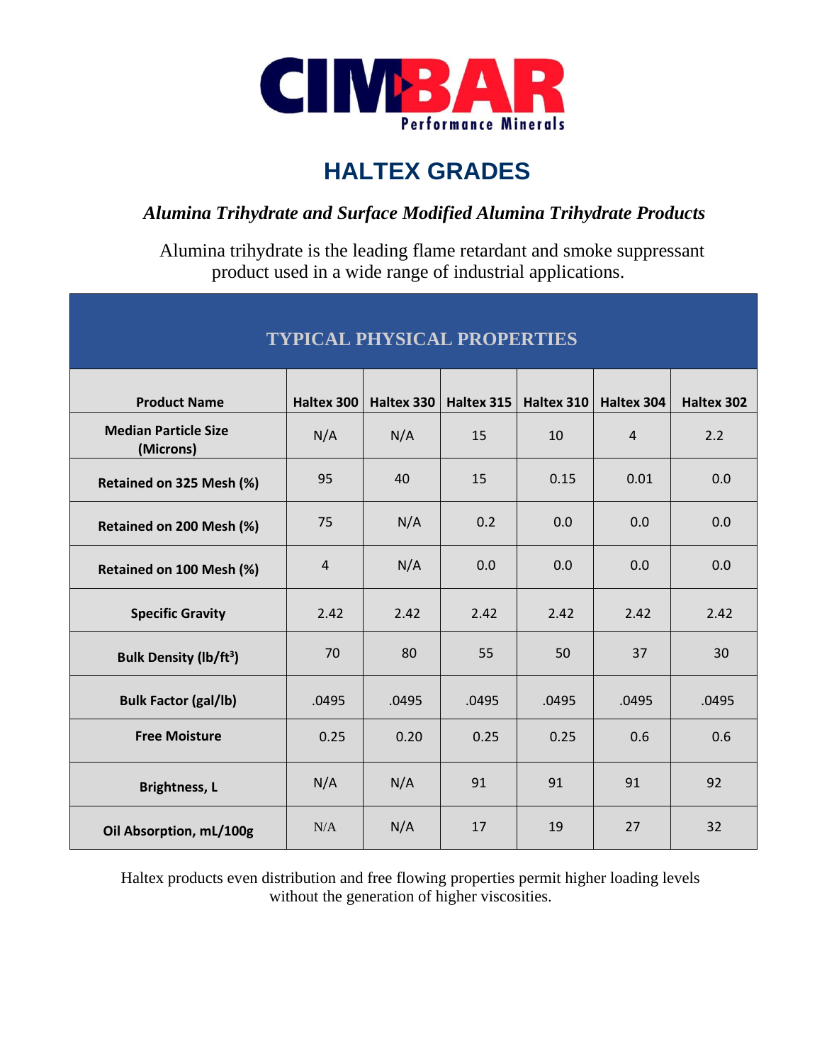# HALTEX GRADES

## *Alumina Trihydrate and Surface Modified Alumina Trihydrate Products*

Alumina trihydrate is the leading flame retardant and smoke suppressant product used in a wide range of industrial applications.

| TYPICAL PHYSICAL PROPERTIES | | | | | | |
|---|---|---|---|---|---|---|
| **Product Name** | **Haltex 300** | **Haltex 330** | **Haltex 315** | **Haltex 310** | **Haltex 304** | **Haltex 302** |
| **Median Particle Size (Microns)** | N/A | N/A | 15 | 10 | 4 | 2.2 |
| **Retained on 325 Mesh (%)** | 95 | 40 | 15 | 0.15 | 0.01 | 0.0 |
| **Retained on 200 Mesh (%)** | 75 | N/A | 0.2 | 0.0 | 0.0 | 0.0 |
| **Retained on 100 Mesh (%)** | 4 | N/A | 0.0 | 0.0 | 0.0 | 0.0 |
| **Specific Gravity** | 2.42 | 2.42 | 2.42 | 2.42 | 2.42 | 2.42 |
| **Bulk Density ($lb/ft^3$)** | 70 | 80 | 55 | 50 | 37 | 30 |
| **Bulk Factor (gal/lb)** | .0495 | .0495 | .0495 | .0495 | .0495 | .0495 |
| **Free Moisture** | 0.25 | 0.20 | 0.25 | 0.25 | 0.6 | 0.6 |
| **Brightness, L** | N/A | N/A | 91 | 91 | 91 | 92 |
| **Oil Absorption, mL/100g** | N/A | N/A | 17 | 19 | 27 | 32 |

Haltex products even distribution and free flowing properties permit higher loading levels without the generation of higher viscosities.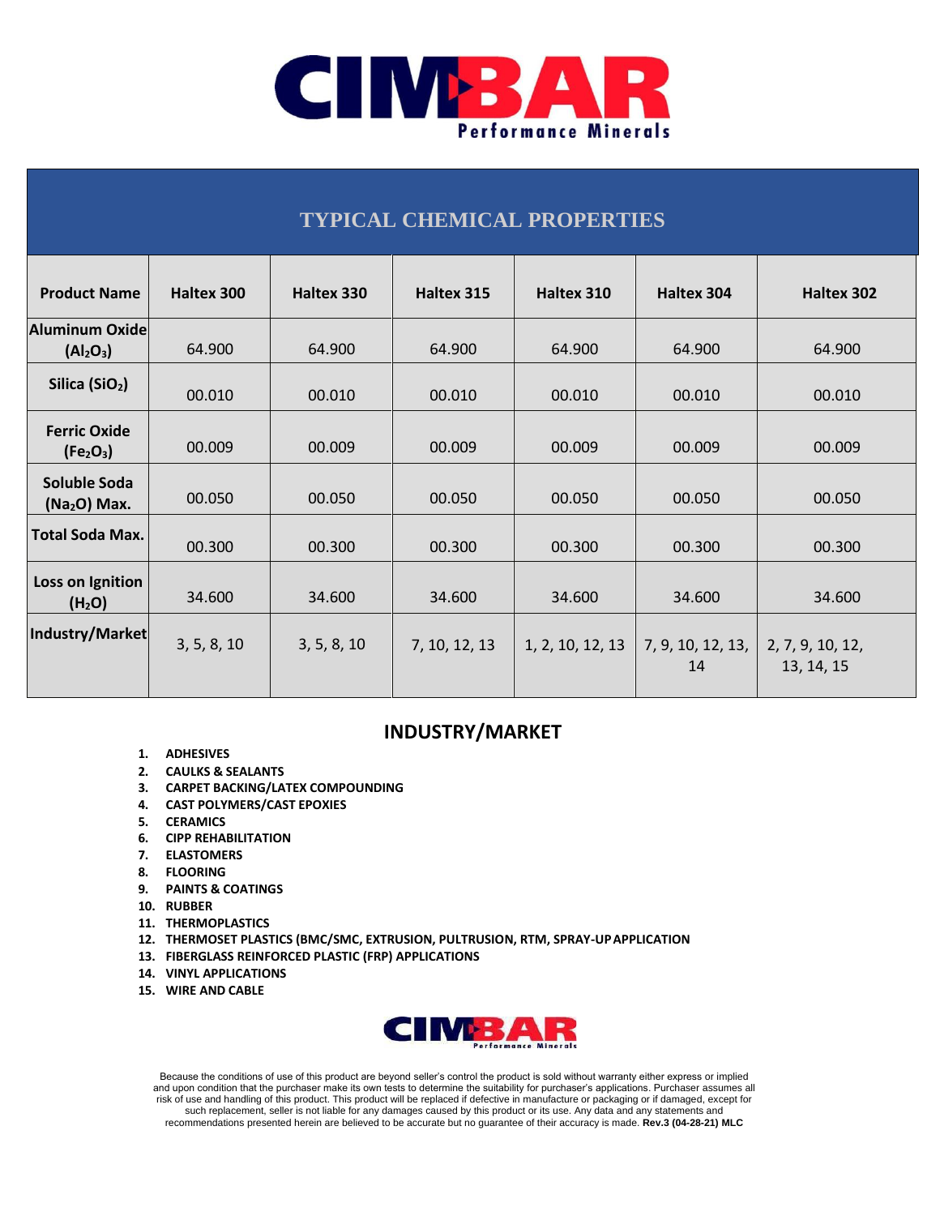## TYPICAL CHEMICAL PROPERTIES

| Product Name | Haltex 300 | Haltex 330 | Haltex 315 | Haltex 310 | Haltex 304 | Haltex 302 |
|---|---|---|---|---|---|---|
| Aluminum Oxide ($Al_2O_3$) | 64.900 | 64.900 | 64.900 | 64.900 | 64.900 | 64.900 |
| Silica ($SiO_2$) | 00.010 | 00.010 | 00.010 | 00.010 | 00.010 | 00.010 |
| Ferric Oxide ($Fe_2O_3$) | 00.009 | 00.009 | 00.009 | 00.009 | 00.009 | 00.009 |
| Soluble Soda ($Na_2O$) Max. | 00.050 | 00.050 | 00.050 | 00.050 | 00.050 | 00.050 |
| Total Soda Max. | 00.300 | 00.300 | 00.300 | 00.300 | 00.300 | 00.300 |
| Loss on Ignition ($H_2O$) | 34.600 | 34.600 | 34.600 | 34.600 | 34.600 | 34.600 |
| Industry/Market | 3, 5, 8, 10 | 3, 5, 8, 10 | 7, 10, 12, 13 | 1, 2, 10, 12, 13 | 7, 9, 10, 12, 13, 14 | 2, 7, 9, 10, 12, 13, 14, 15 |

## INDUSTRY/MARKET

1. **ADHESIVES**
2. **CAULKS & SEALANTS**
3. **CARPET BACKING/LATEX COMPOUNDING**
4. **CAST POLYMERS/CAST EPOXIES**
5. **CERAMICS**
6. **CIPP REHABILITATION**
7. **ELASTOMERS**
8. **FLOORING**
9. **PAINTS & COATINGS**
10. **RUBBER**
11. **THERMOPLASTICS**
12. **THERMOSET PLASTICS (BMC/SMC, EXTRUSION, PULTRUSION, RTM, SPRAY-UP APPLICATION**
13. **FIBERGLASS REINFORCED PLASTIC (FRP) APPLICATIONS**
14. **VINYL APPLICATIONS**
15. **WIRE AND CABLE**

Because the conditions of use of this product are beyond seller's control the product is sold without warranty either express or implied and upon condition that the purchaser make its own tests to determine the suitability for purchaser's applications. Purchaser assumes all risk of use and handling of this product. This product will be replaced if defective in manufacture or packaging or if damaged, except for such replacement, seller is not liable for any damages caused by this product or its use. Any data and any statements and recommendations presented herein are believed to be accurate but no guarantee of their accuracy is made. **Rev.3 (04-28-21) MLC**